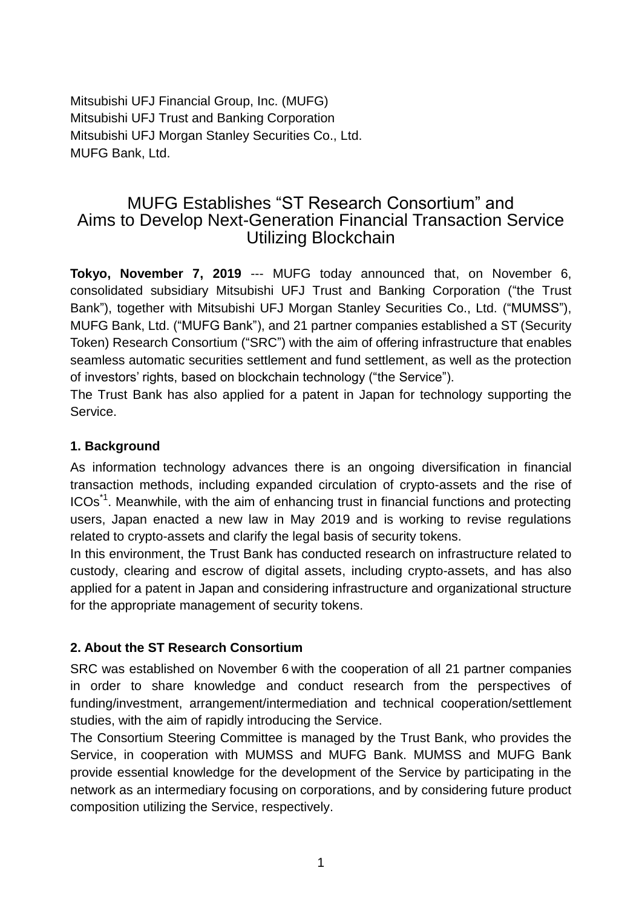Mitsubishi UFJ Financial Group, Inc. (MUFG)
Mitsubishi UFJ Trust and Banking Corporation
Mitsubishi UFJ Morgan Stanley Securities Co., Ltd.
MUFG Bank, Ltd.

# MUFG Establishes "ST Research Consortium" and Aims to Develop Next-Generation Financial Transaction Service Utilizing Blockchain

**Tokyo, November 7, 2019** --- MUFG today announced that, on November 6, consolidated subsidiary Mitsubishi UFJ Trust and Banking Corporation ("the Trust Bank"), together with Mitsubishi UFJ Morgan Stanley Securities Co., Ltd. ("MUMSS"), MUFG Bank, Ltd. ("MUFG Bank"), and 21 partner companies established a ST (Security Token) Research Consortium ("SRC") with the aim of offering infrastructure that enables seamless automatic securities settlement and fund settlement, as well as the protection of investors' rights, based on blockchain technology ("the Service").
The Trust Bank has also applied for a patent in Japan for technology supporting the Service.

## 1. Background

As information technology advances there is an ongoing diversification in financial transaction methods, including expanded circulation of crypto-assets and the rise of ICOs*1. Meanwhile, with the aim of enhancing trust in financial functions and protecting users, Japan enacted a new law in May 2019 and is working to revise regulations related to crypto-assets and clarify the legal basis of security tokens.
In this environment, the Trust Bank has conducted research on infrastructure related to custody, clearing and escrow of digital assets, including crypto-assets, and has also applied for a patent in Japan and considering infrastructure and organizational structure for the appropriate management of security tokens.

## 2. About the ST Research Consortium

SRC was established on November 6 with the cooperation of all 21 partner companies in order to share knowledge and conduct research from the perspectives of funding/investment, arrangement/intermediation and technical cooperation/settlement studies, with the aim of rapidly introducing the Service.
The Consortium Steering Committee is managed by the Trust Bank, who provides the Service, in cooperation with MUMSS and MUFG Bank. MUMSS and MUFG Bank provide essential knowledge for the development of the Service by participating in the network as an intermediary focusing on corporations, and by considering future product composition utilizing the Service, respectively.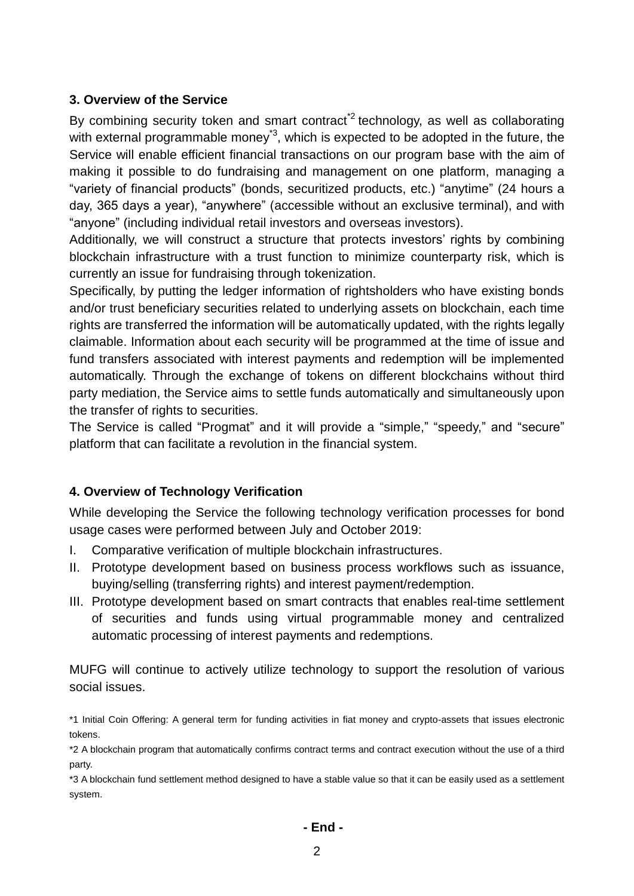### 3. Overview of the Service

By combining security token and smart contract[*2] technology, as well as collaborating with external programmable money[*3], which is expected to be adopted in the future, the Service will enable efficient financial transactions on our program base with the aim of making it possible to do fundraising and management on one platform, managing a "variety of financial products" (bonds, securitized products, etc.) "anytime" (24 hours a day, 365 days a year), "anywhere" (accessible without an exclusive terminal), and with "anyone" (including individual retail investors and overseas investors).

Additionally, we will construct a structure that protects investors' rights by combining blockchain infrastructure with a trust function to minimize counterparty risk, which is currently an issue for fundraising through tokenization.

Specifically, by putting the ledger information of rightsholders who have existing bonds and/or trust beneficiary securities related to underlying assets on blockchain, each time rights are transferred the information will be automatically updated, with the rights legally claimable. Information about each security will be programmed at the time of issue and fund transfers associated with interest payments and redemption will be implemented automatically. Through the exchange of tokens on different blockchains without third party mediation, the Service aims to settle funds automatically and simultaneously upon the transfer of rights to securities.

The Service is called "Progmat" and it will provide a "simple," "speedy," and "secure" platform that can facilitate a revolution in the financial system.

### 4. Overview of Technology Verification

While developing the Service the following technology verification processes for bond usage cases were performed between July and October 2019:

I. Comparative verification of multiple blockchain infrastructures.
II. Prototype development based on business process workflows such as issuance, buying/selling (transferring rights) and interest payment/redemption.
III. Prototype development based on smart contracts that enables real-time settlement of securities and funds using virtual programmable money and centralized automatic processing of interest payments and redemptions.

MUFG will continue to actively utilize technology to support the resolution of various social issues.

*1 Initial Coin Offering: A general term for funding activities in fiat money and crypto-assets that issues electronic tokens.

*2 A blockchain program that automatically confirms contract terms and contract execution without the use of a third party.

*3 A blockchain fund settlement method designed to have a stable value so that it can be easily used as a settlement system.

**- End -**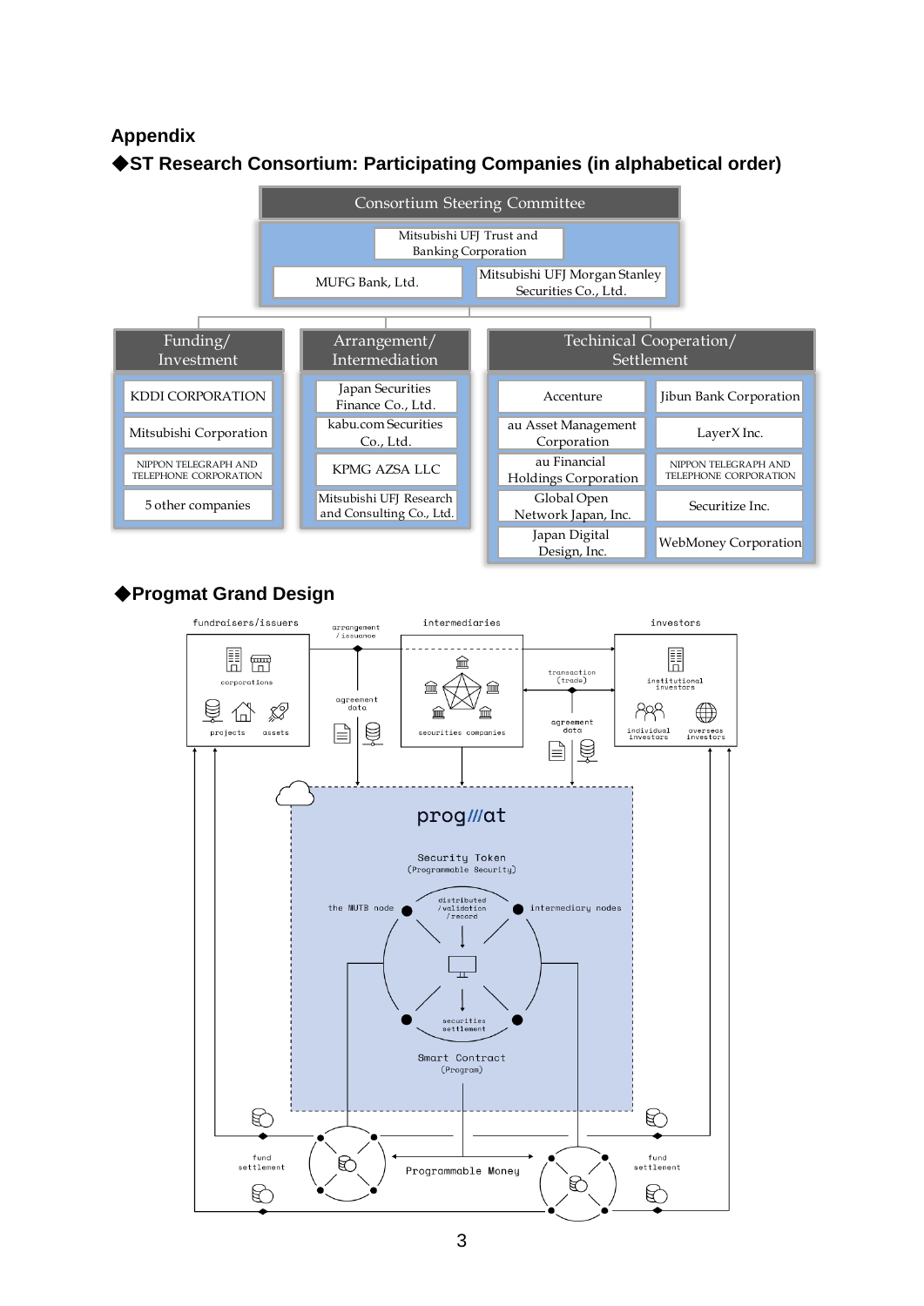## Appendix

### ◆ST Research Consortium: Participating Companies (in alphabetical order)

**Consortium Steering Committee**

- Mitsubishi UFJ Trust and Banking Corporation
- MUFG Bank, Ltd.
- Mitsubishi UFJ Morgan Stanley Securities Co., Ltd.

| Funding/ Investment | Arrangement/ Intermediation | Techinical Cooperation/ Settlement | |
|---|---|---|---|
| KDDI CORPORATION | Japan Securities Finance Co., Ltd. | Accenture | Jibun Bank Corporation |
| Mitsubishi Corporation | kabu.com Securities Co., Ltd. | au Asset Management Corporation | LayerX Inc. |
| NIPPON TELEGRAPH AND TELEPHONE CORPORATION | KPMG AZSA LLC | au Financial Holdings Corporation | NIPPON TELEGRAPH AND TELEPHONE CORPORATION |
| 5 other companies | Mitsubishi UFJ Research and Consulting Co., Ltd. | Global Open Network Japan, Inc. | Securitize Inc. |
| | | Japan Digital Design, Inc. | WebMoney Corporation |

### ◆Progmat Grand Design

fundraisers/issuers: corporations, projects, assets

arrangement / issuance

agreement data

intermediaries: securities companies

transaction (trade)

agreement data

investors: institutional investors, individual investors, overseas investors

prog///at

Security Token (Programmable Security)

the MUTB node — distributed /validation /record — intermediary nodes

securities settlement

Smart Contract (Program)

fund settlement — Programmable Money — fund settlement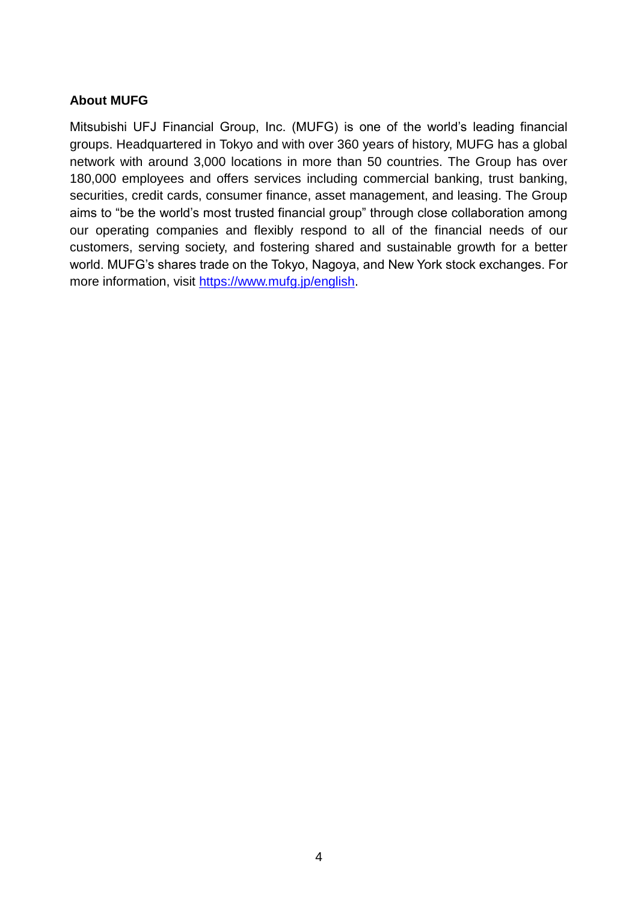**About MUFG**

Mitsubishi UFJ Financial Group, Inc. (MUFG) is one of the world's leading financial groups. Headquartered in Tokyo and with over 360 years of history, MUFG has a global network with around 3,000 locations in more than 50 countries. The Group has over 180,000 employees and offers services including commercial banking, trust banking, securities, credit cards, consumer finance, asset management, and leasing. The Group aims to "be the world's most trusted financial group" through close collaboration among our operating companies and flexibly respond to all of the financial needs of our customers, serving society, and fostering shared and sustainable growth for a better world. MUFG's shares trade on the Tokyo, Nagoya, and New York stock exchanges. For more information, visit [https://www.mufg.jp/english](https://www.mufg.jp/english).